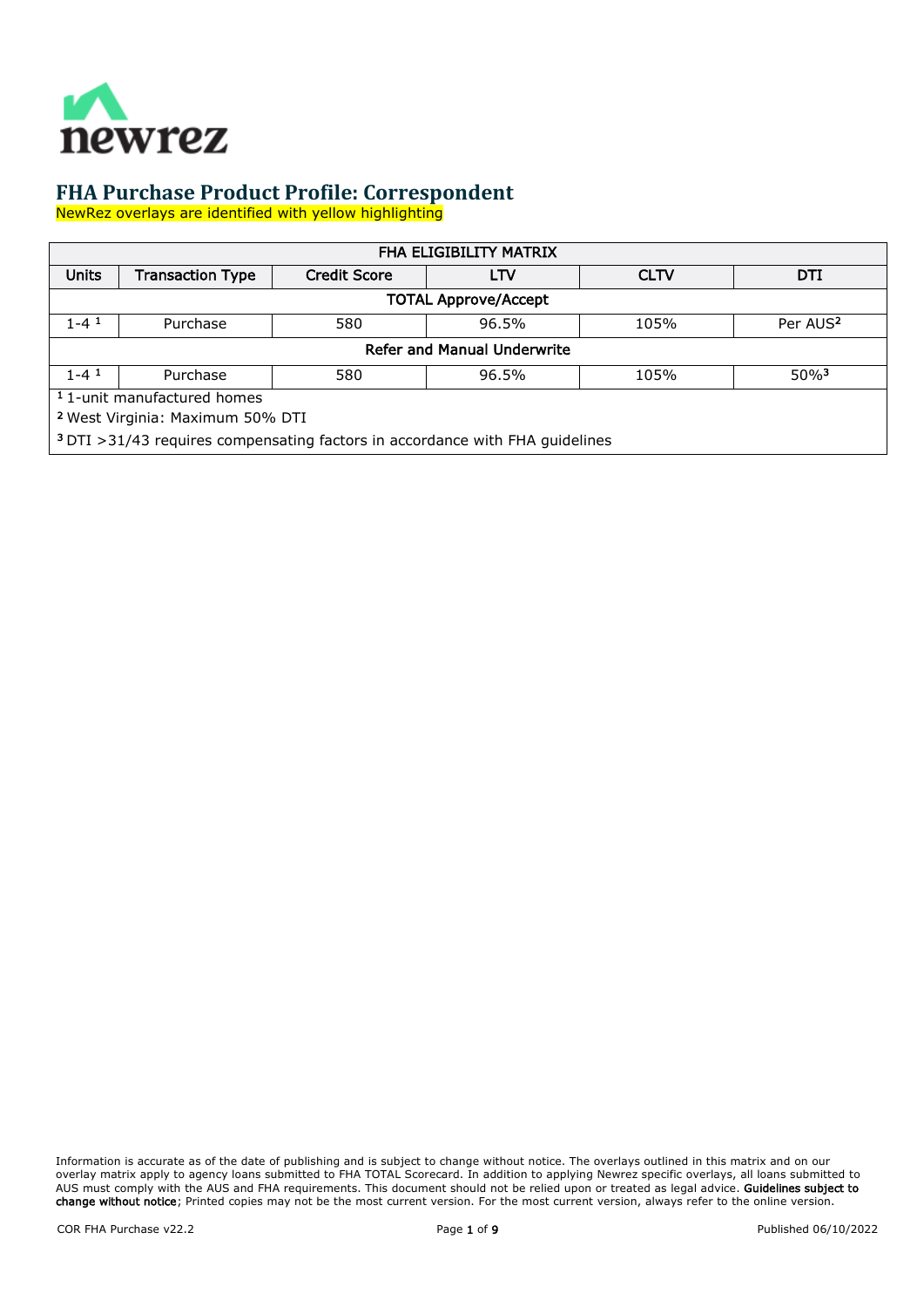# FHA Purchase Product Profile: Correspondent

NewRez overlays are identified with yellow highlighting

| FHA ELIGIBILITY MATRIX | | | | | |
|---|---|---|---|---|---|
| Units | Transaction Type | Credit Score | LTV | CLTV | DTI |
| TOTAL Approve/Accept | | | | | |
| 1-4 [1] | Purchase | 580 | 96.5% | 105% | Per AUS[2] |
| Refer and Manual Underwrite | | | | | |
| 1-4 [1] | Purchase | 580 | 96.5% | 105% | 50%[3] |

[1] 1-unit manufactured homes

[2] West Virginia: Maximum 50% DTI

[3] DTI >31/43 requires compensating factors in accordance with FHA guidelines

Information is accurate as of the date of publishing and is subject to change without notice. The overlays outlined in this matrix and on our overlay matrix apply to agency loans submitted to FHA TOTAL Scorecard. In addition to applying Newrez specific overlays, all loans submitted to AUS must comply with the AUS and FHA requirements. This document should not be relied upon or treated as legal advice. **Guidelines subject to change without notice**; Printed copies may not be the most current version. For the most current version, always refer to the online version.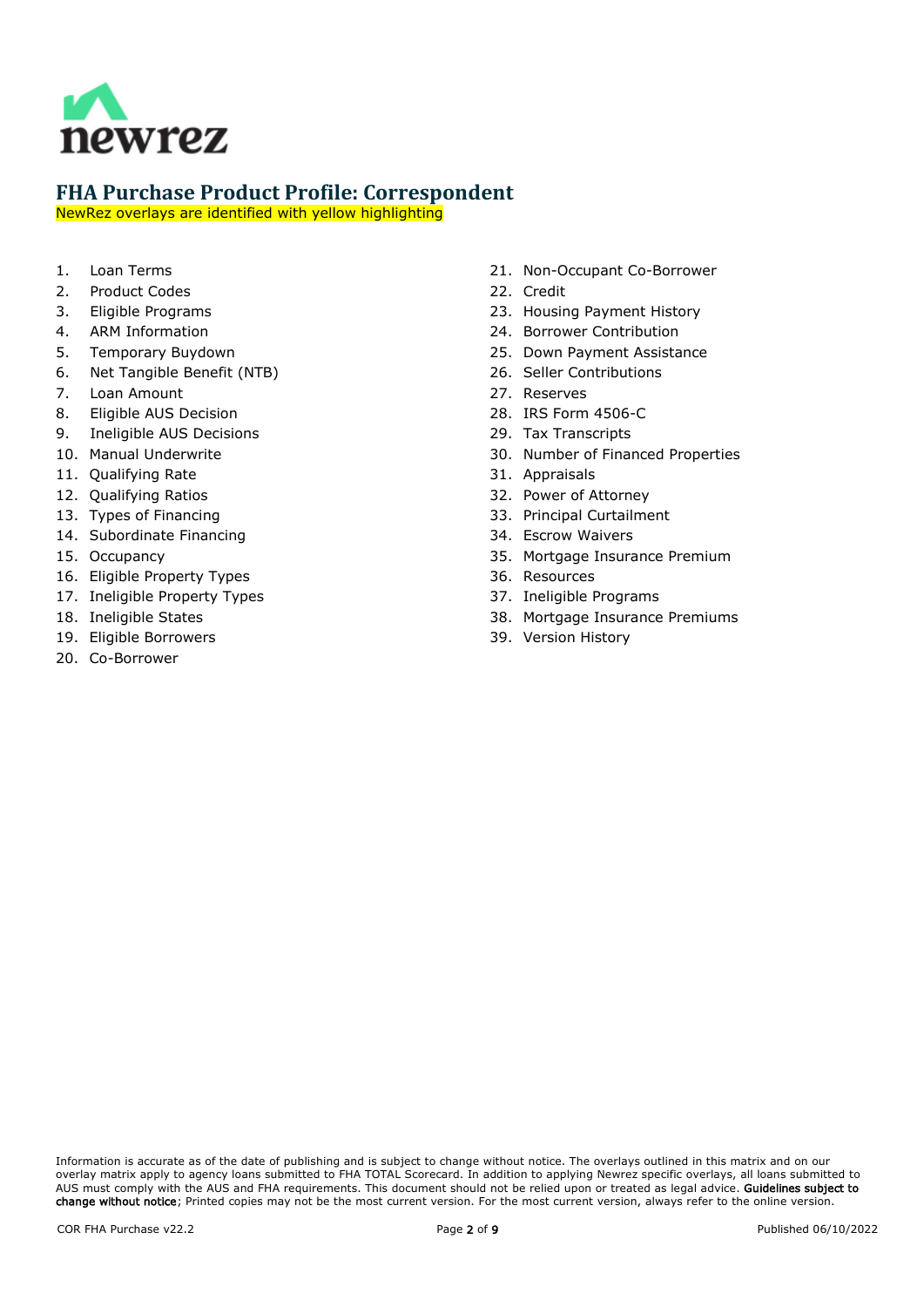# FHA Purchase Product Profile: Correspondent

NewRez overlays are identified with yellow highlighting

1. Loan Terms
2. Product Codes
3. Eligible Programs
4. ARM Information
5. Temporary Buydown
6. Net Tangible Benefit (NTB)
7. Loan Amount
8. Eligible AUS Decision
9. Ineligible AUS Decisions
10. Manual Underwrite
11. Qualifying Rate
12. Qualifying Ratios
13. Types of Financing
14. Subordinate Financing
15. Occupancy
16. Eligible Property Types
17. Ineligible Property Types
18. Ineligible States
19. Eligible Borrowers
20. Co-Borrower
21. Non-Occupant Co-Borrower
22. Credit
23. Housing Payment History
24. Borrower Contribution
25. Down Payment Assistance
26. Seller Contributions
27. Reserves
28. IRS Form 4506-C
29. Tax Transcripts
30. Number of Financed Properties
31. Appraisals
32. Power of Attorney
33. Principal Curtailment
34. Escrow Waivers
35. Mortgage Insurance Premium
36. Resources
37. Ineligible Programs
38. Mortgage Insurance Premiums
39. Version History

Information is accurate as of the date of publishing and is subject to change without notice. The overlays outlined in this matrix and on our overlay matrix apply to agency loans submitted to FHA TOTAL Scorecard. In addition to applying Newrez specific overlays, all loans submitted to AUS must comply with the AUS and FHA requirements. This document should not be relied upon or treated as legal advice. **Guidelines subject to change without notice**; Printed copies may not be the most current version. For the most current version, always refer to the online version.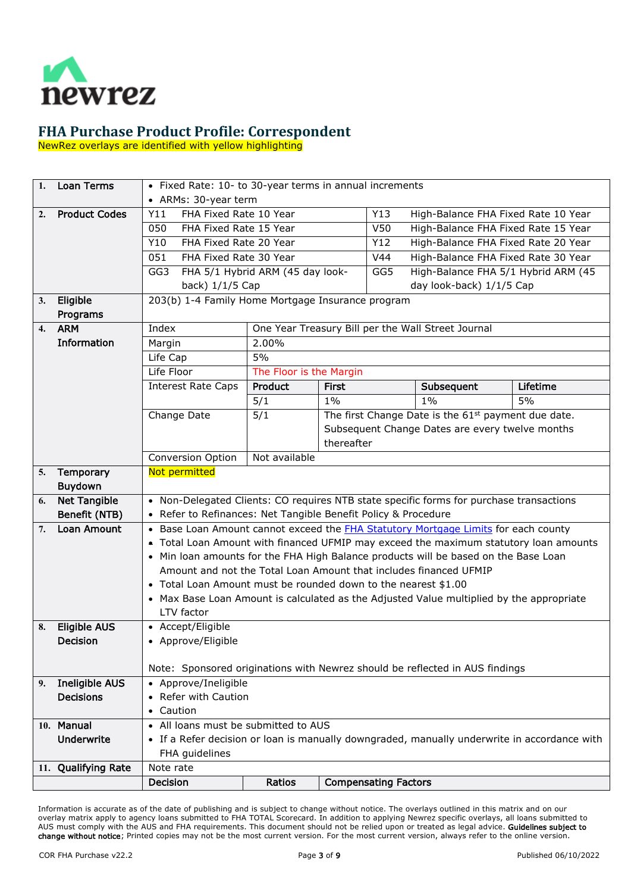# FHA Purchase Product Profile: Correspondent

NewRez overlays are identified with yellow highlighting

| | | | | | | |
|---|---|---|---|---|---|---|
| 1. Loan Terms | • Fixed Rate: 10- to 30-year terms in annual increments<br>• ARMs: 30-year term | | | | | |
| 2. Product Codes | Y11 FHA Fixed Rate 10 Year<br>050 FHA Fixed Rate 15 Year<br>Y10 FHA Fixed Rate 20 Year<br>051 FHA Fixed Rate 30 Year<br>GG3 FHA 5/1 Hybrid ARM (45 day look-back) 1/1/5 Cap | | | Y13 High-Balance FHA Fixed Rate 10 Year<br>V50 High-Balance FHA Fixed Rate 15 Year<br>Y12 High-Balance FHA Fixed Rate 20 Year<br>V44 High-Balance FHA Fixed Rate 30 Year<br>GG5 High-Balance FHA 5/1 Hybrid ARM (45 day look-back) 1/1/5 Cap | | |
| 3. Eligible Programs | 203(b) 1-4 Family Home Mortgage Insurance program | | | | | |
| 4. ARM Information | Index | One Year Treasury Bill per the Wall Street Journal | | | | |
| | Margin | 2.00% | | | | |
| | Life Cap | 5% | | | | |
| | Life Floor | The Floor is the Margin | | | | |
| | Interest Rate Caps | Product | First | Subsequent | Lifetime | |
| | | 5/1 | 1% | 1% | 5% | |
| | Change Date | 5/1 | The first Change Date is the 61st payment due date. Subsequent Change Dates are every twelve months thereafter | | | |
| | Conversion Option | Not available | | | | |
| 5. Temporary Buydown | Not permitted | | | | | |
| 6. Net Tangible Benefit (NTB) | • Non-Delegated Clients: CO requires NTB state specific forms for purchase transactions<br>• Refer to Refinances: Net Tangible Benefit Policy & Procedure | | | | | |
| 7. Loan Amount | • Base Loan Amount cannot exceed the FHA Statutory Mortgage Limits for each county<br>• Total Loan Amount with financed UFMIP may exceed the maximum statutory loan amounts<br>• Min loan amounts for the FHA High Balance products will be based on the Base Loan Amount and not the Total Loan Amount that includes financed UFMIP<br>• Total Loan Amount must be rounded down to the nearest $1.00<br>• Max Base Loan Amount is calculated as the Adjusted Value multiplied by the appropriate LTV factor | | | | | |
| 8. Eligible AUS Decision | • Accept/Eligible<br>• Approve/Eligible<br><br>Note: Sponsored originations with Newrez should be reflected in AUS findings | | | | | |
| 9. Ineligible AUS Decisions | • Approve/Ineligible<br>• Refer with Caution<br>• Caution | | | | | |
| 10. Manual Underwrite | • All loans must be submitted to AUS<br>• If a Refer decision or loan is manually downgraded, manually underwrite in accordance with FHA guidelines | | | | | |
| 11. Qualifying Rate | Note rate | | | | | |
| | Decision | Ratios | Compensating Factors | | | |

Information is accurate as of the date of publishing and is subject to change without notice. The overlays outlined in this matrix and on our overlay matrix apply to agency loans submitted to FHA TOTAL Scorecard. In addition to applying Newrez specific overlays, all loans submitted to AUS must comply with the AUS and FHA requirements. This document should not be relied upon or treated as legal advice. **Guidelines subject to change without notice**; Printed copies may not be the most current version. For the most current version, always refer to the online version.

COR FHA Purchase v22.2 Published 06/10/2022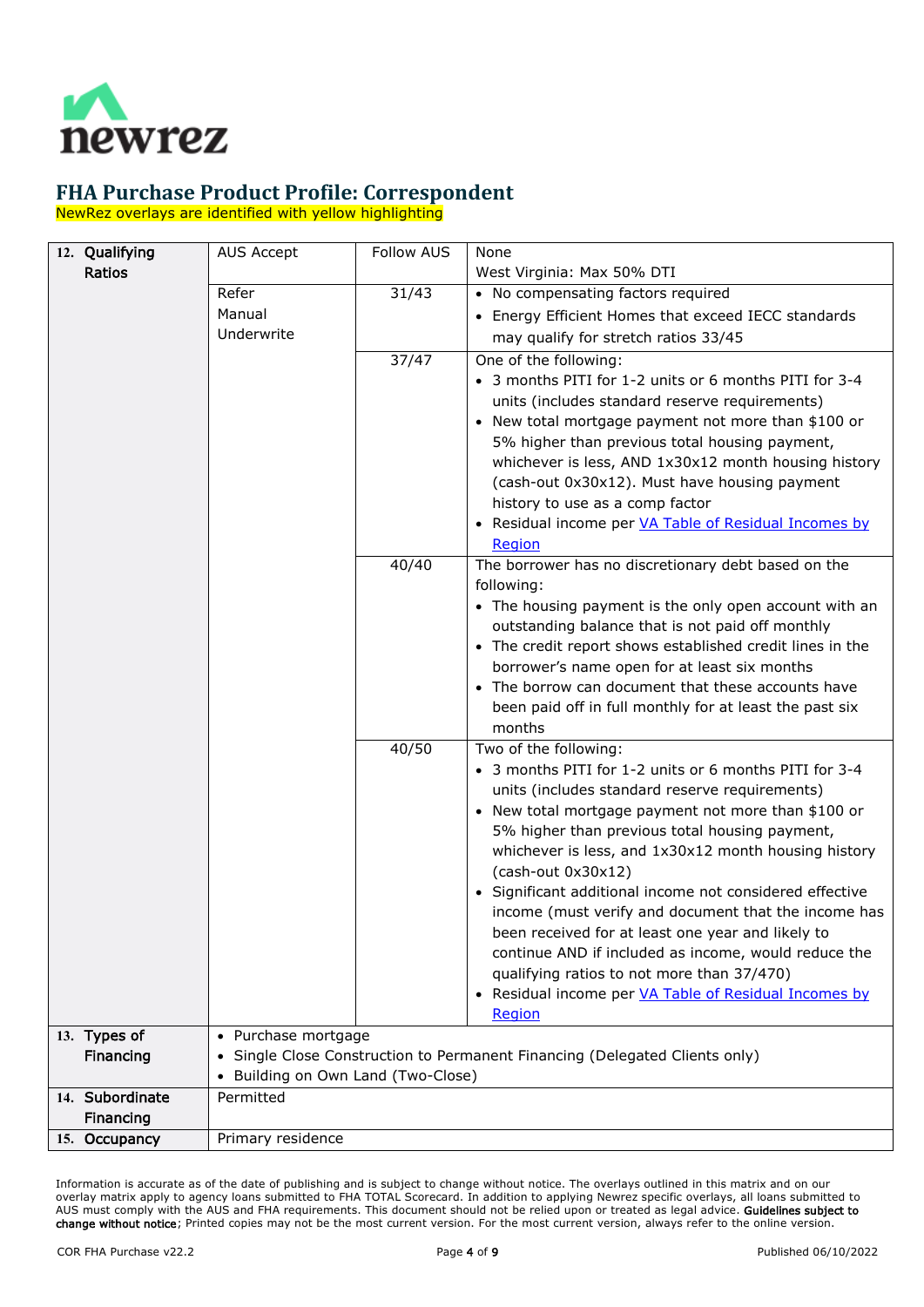# FHA Purchase Product Profile: Correspondent

NewRez overlays are identified with yellow highlighting

| | | | |
|---|---|---|---|
| 12. Qualifying Ratios | AUS Accept | Follow AUS | None<br>West Virginia: Max 50% DTI |
| | Refer<br>Manual Underwrite | 31/43 | • No compensating factors required<br>• Energy Efficient Homes that exceed IECC standards may qualify for stretch ratios 33/45 |
| | | 37/47 | One of the following:<br>• 3 months PITI for 1-2 units or 6 months PITI for 3-4 units (includes standard reserve requirements)<br>• New total mortgage payment not more than $100 or 5% higher than previous total housing payment, whichever is less, AND 1x30x12 month housing history (cash-out 0x30x12). Must have housing payment history to use as a comp factor<br>• Residual income per [VA Table of Residual Incomes by Region] |
| | | 40/40 | The borrower has no discretionary debt based on the following:<br>• The housing payment is the only open account with an outstanding balance that is not paid off monthly<br>• The credit report shows established credit lines in the borrower's name open for at least six months<br>• The borrow can document that these accounts have been paid off in full monthly for at least the past six months |
| | | 40/50 | Two of the following:<br>• 3 months PITI for 1-2 units or 6 months PITI for 3-4 units (includes standard reserve requirements)<br>• New total mortgage payment not more than $100 or 5% higher than previous total housing payment, whichever is less, and 1x30x12 month housing history (cash-out 0x30x12)<br>• Significant additional income not considered effective income (must verify and document that the income has been received for at least one year and likely to continue AND if included as income, would reduce the qualifying ratios to not more than 37/470)<br>• Residual income per [VA Table of Residual Incomes by Region] |
| 13. Types of Financing | • Purchase mortgage<br>• Single Close Construction to Permanent Financing (Delegated Clients only)<br>• Building on Own Land (Two-Close) | | |
| 14. Subordinate Financing | Permitted | | |
| 15. Occupancy | Primary residence | | |

Information is accurate as of the date of publishing and is subject to change without notice. The overlays outlined in this matrix and on our overlay matrix apply to agency loans submitted to FHA TOTAL Scorecard. In addition to applying Newrez specific overlays, all loans submitted to AUS must comply with the AUS and FHA requirements. This document should not be relied upon or treated as legal advice. **Guidelines subject to change without notice**; Printed copies may not be the most current version. For the most current version, always refer to the online version.

COR FHA Purchase v22.2 Published 06/10/2022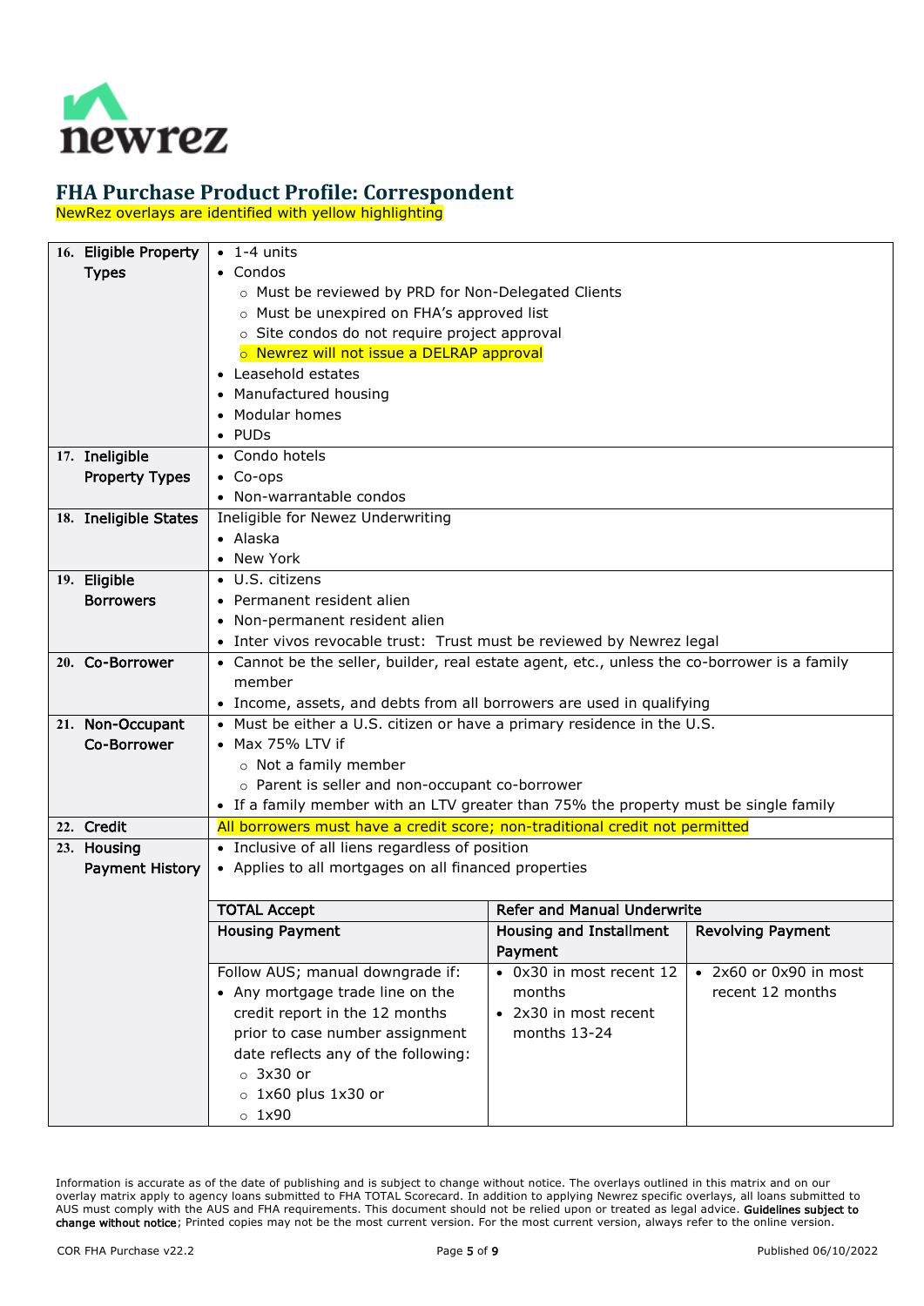# FHA Purchase Product Profile: Correspondent

NewRez overlays are identified with yellow highlighting

| | |
|---|---|
| **16. Eligible Property Types** | • 1-4 units<br>• Condos<br>  ○ Must be reviewed by PRD for Non-Delegated Clients<br>  ○ Must be unexpired on FHA's approved list<br>  ○ Site condos do not require project approval<br>  ○ Newrez will not issue a DELRAP approval<br>• Leasehold estates<br>• Manufactured housing<br>• Modular homes<br>• PUDs |
| **17. Ineligible Property Types** | • Condo hotels<br>• Co-ops<br>• Non-warrantable condos |
| **18. Ineligible States** | Ineligible for Newez Underwriting<br>• Alaska<br>• New York |
| **19. Eligible Borrowers** | • U.S. citizens<br>• Permanent resident alien<br>• Non-permanent resident alien<br>• Inter vivos revocable trust: Trust must be reviewed by Newrez legal |
| **20. Co-Borrower** | • Cannot be the seller, builder, real estate agent, etc., unless the co-borrower is a family member<br>• Income, assets, and debts from all borrowers are used in qualifying |
| **21. Non-Occupant Co-Borrower** | • Must be either a U.S. citizen or have a primary residence in the U.S.<br>• Max 75% LTV if<br>  ○ Not a family member<br>  ○ Parent is seller and non-occupant co-borrower<br>• If a family member with an LTV greater than 75% the property must be single family |
| **22. Credit** | All borrowers must have a credit score; non-traditional credit not permitted |
| **23. Housing Payment History** | • Inclusive of all liens regardless of position<br>• Applies to all mortgages on all financed properties |

**23. Housing Payment History** (continued)

| TOTAL Accept | Refer and Manual Underwrite | |
|---|---|---|
| **Housing Payment** | **Housing and Installment Payment** | **Revolving Payment** |
| Follow AUS; manual downgrade if:<br>• Any mortgage trade line on the credit report in the 12 months prior to case number assignment date reflects any of the following:<br>  ○ 3x30 or<br>  ○ 1x60 plus 1x30 or<br>  ○ 1x90 | • 0x30 in most recent 12 months<br>• 2x30 in most recent months 13-24 | • 2x60 or 0x90 in most recent 12 months |

Information is accurate as of the date of publishing and is subject to change without notice. The overlays outlined in this matrix and on our overlay matrix apply to agency loans submitted to FHA TOTAL Scorecard. In addition to applying Newrez specific overlays, all loans submitted to AUS must comply with the AUS and FHA requirements. This document should not be relied upon or treated as legal advice. **Guidelines subject to change without notice**; Printed copies may not be the most current version. For the most current version, always refer to the online version.

COR FHA Purchase v22.2 | Published 06/10/2022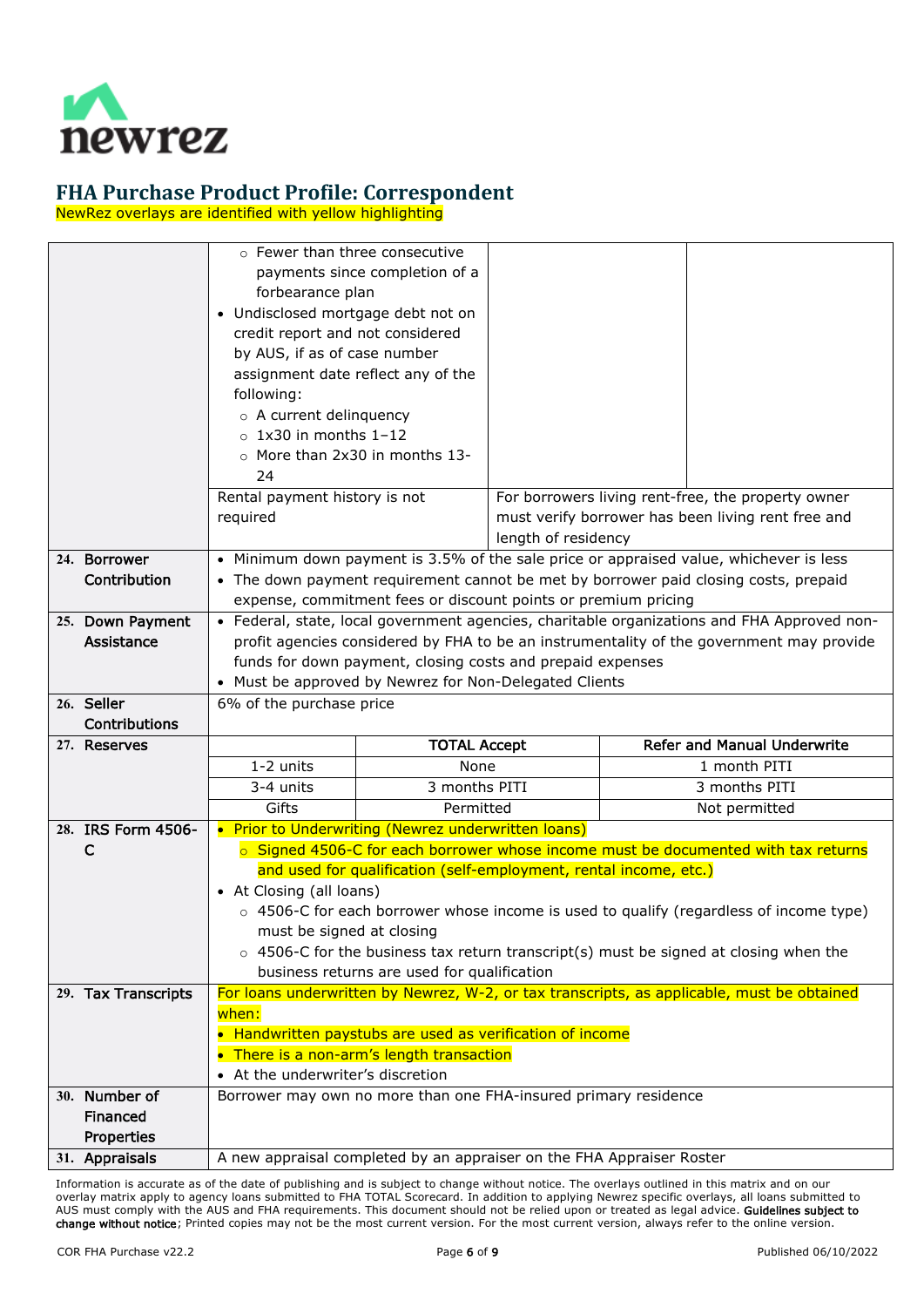# FHA Purchase Product Profile: Correspondent

NewRez overlays are identified with yellow highlighting

| | | | | |
|---|---|---|---|---|
| | ○ Fewer than three consecutive payments since completion of a forbearance plan<br>• Undisclosed mortgage debt not on credit report and not considered by AUS, if as of case number assignment date reflect any of the following:<br>○ A current delinquency<br>○ 1x30 in months 1–12<br>○ More than 2x30 in months 13-24 | | | |
| | Rental payment history is not required | For borrowers living rent-free, the property owner must verify borrower has been living rent free and length of residency | | |
| **24. Borrower Contribution** | • Minimum down payment is 3.5% of the sale price or appraised value, whichever is less<br>• The down payment requirement cannot be met by borrower paid closing costs, prepaid expense, commitment fees or discount points or premium pricing | | | |
| **25. Down Payment Assistance** | • Federal, state, local government agencies, charitable organizations and FHA Approved non-profit agencies considered by FHA to be an instrumentality of the government may provide funds for down payment, closing costs and prepaid expenses<br>• Must be approved by Newrez for Non-Delegated Clients | | | |
| **26. Seller Contributions** | 6% of the purchase price | | | |
| **27. Reserves** | | **TOTAL Accept** | **Refer and Manual Underwrite** | |
| | 1-2 units | None | 1 month PITI | |
| | 3-4 units | 3 months PITI | 3 months PITI | |
| | Gifts | Permitted | Not permitted | |
| **28. IRS Form 4506-C** | • Prior to Underwriting (Newrez underwritten loans)<br>○ Signed 4506-C for each borrower whose income must be documented with tax returns and used for qualification (self-employment, rental income, etc.)<br>• At Closing (all loans)<br>○ 4506-C for each borrower whose income is used to qualify (regardless of income type) must be signed at closing<br>○ 4506-C for the business tax return transcript(s) must be signed at closing when the business returns are used for qualification | | | |
| **29. Tax Transcripts** | For loans underwritten by Newrez, W-2, or tax transcripts, as applicable, must be obtained when:<br>• Handwritten paystubs are used as verification of income<br>• There is a non-arm's length transaction<br>• At the underwriter's discretion | | | |
| **30. Number of Financed Properties** | Borrower may own no more than one FHA-insured primary residence | | | |
| **31. Appraisals** | A new appraisal completed by an appraiser on the FHA Appraiser Roster | | | |

Information is accurate as of the date of publishing and is subject to change without notice. The overlays outlined in this matrix and on our overlay matrix apply to agency loans submitted to FHA TOTAL Scorecard. In addition to applying Newrez specific overlays, all loans submitted to AUS must comply with the AUS and FHA requirements. This document should not be relied upon or treated as legal advice. **Guidelines subject to change without notice**; Printed copies may not be the most current version. For the most current version, always refer to the online version.

COR FHA Purchase v22.2 | Published 06/10/2022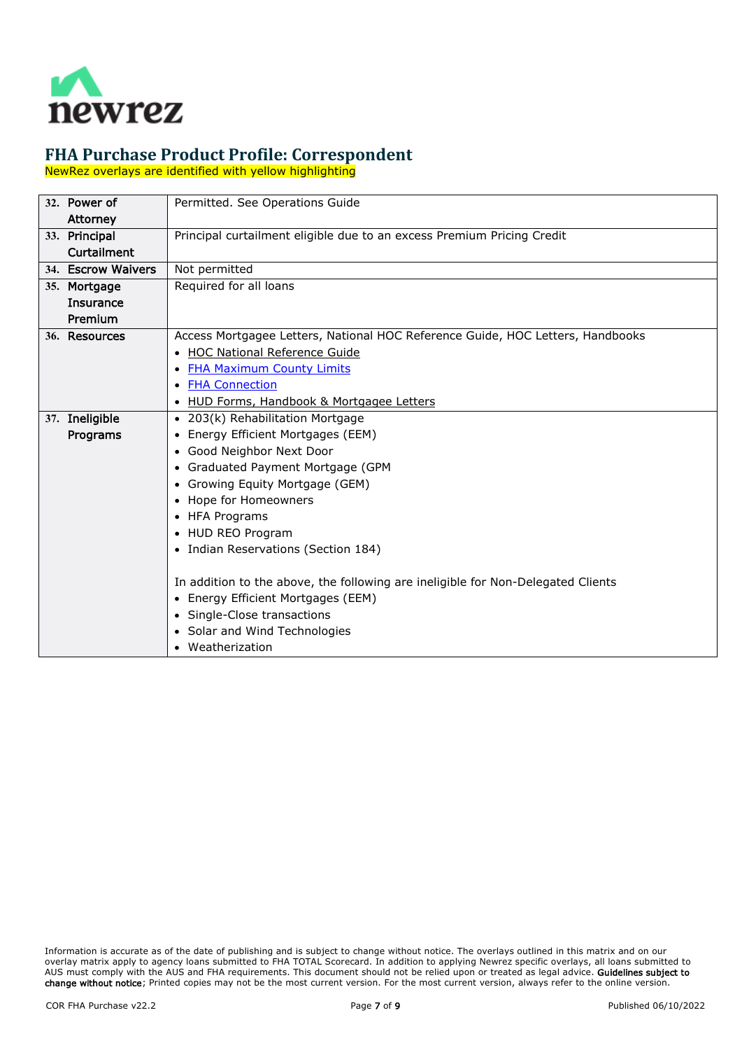# FHA Purchase Product Profile: Correspondent

NewRez overlays are identified with yellow highlighting

| | |
|---|---|
| 32. Power of Attorney | Permitted. See Operations Guide |
| 33. Principal Curtailment | Principal curtailment eligible due to an excess Premium Pricing Credit |
| 34. Escrow Waivers | Not permitted |
| 35. Mortgage Insurance Premium | Required for all loans |
| 36. Resources | Access Mortgagee Letters, National HOC Reference Guide, HOC Letters, Handbooks<br>• HOC National Reference Guide<br>• FHA Maximum County Limits<br>• FHA Connection<br>• HUD Forms, Handbook & Mortgagee Letters |
| 37. Ineligible Programs | • 203(k) Rehabilitation Mortgage<br>• Energy Efficient Mortgages (EEM)<br>• Good Neighbor Next Door<br>• Graduated Payment Mortgage (GPM<br>• Growing Equity Mortgage (GEM)<br>• Hope for Homeowners<br>• HFA Programs<br>• HUD REO Program<br>• Indian Reservations (Section 184)<br><br>In addition to the above, the following are ineligible for Non-Delegated Clients<br>• Energy Efficient Mortgages (EEM)<br>• Single-Close transactions<br>• Solar and Wind Technologies<br>• Weatherization |

Information is accurate as of the date of publishing and is subject to change without notice. The overlays outlined in this matrix and on our overlay matrix apply to agency loans submitted to FHA TOTAL Scorecard. In addition to applying Newrez specific overlays, all loans submitted to AUS must comply with the AUS and FHA requirements. This document should not be relied upon or treated as legal advice. **Guidelines subject to change without notice**; Printed copies may not be the most current version. For the most current version, always refer to the online version.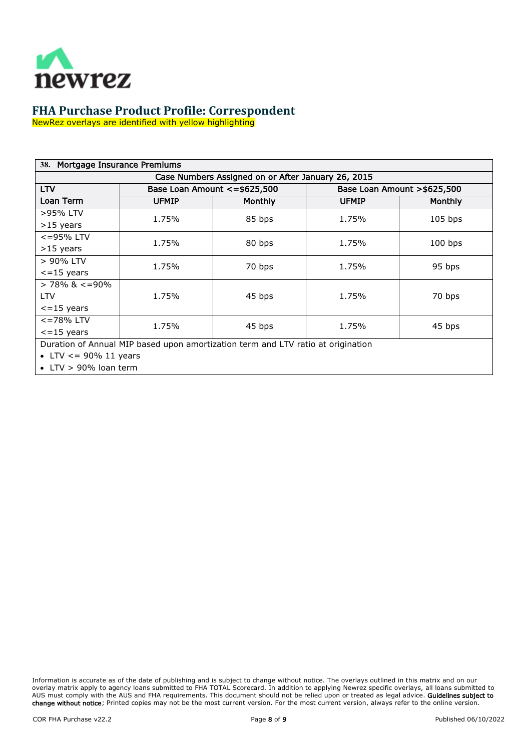# FHA Purchase Product Profile: Correspondent

NewRez overlays are identified with yellow highlighting

| 38. Mortgage Insurance Premiums | | | | |
|---|---|---|---|---|
| Case Numbers Assigned on or After January 26, 2015 | | | | |
| LTV | Base Loan Amount <=$625,500 | | Base Loan Amount >$625,500 | |
| Loan Term | UFMIP | Monthly | UFMIP | Monthly |
| >95% LTV >15 years | 1.75% | 85 bps | 1.75% | 105 bps |
| <=95% LTV >15 years | 1.75% | 80 bps | 1.75% | 100 bps |
| > 90% LTV <=15 years | 1.75% | 70 bps | 1.75% | 95 bps |
| > 78% & <=90% LTV <=15 years | 1.75% | 45 bps | 1.75% | 70 bps |
| <=78% LTV <=15 years | 1.75% | 45 bps | 1.75% | 45 bps |
| Duration of Annual MIP based upon amortization term and LTV ratio at origination<br>• LTV <= 90% 11 years<br>• LTV > 90% loan term | | | | |

Information is accurate as of the date of publishing and is subject to change without notice. The overlays outlined in this matrix and on our overlay matrix apply to agency loans submitted to FHA TOTAL Scorecard. In addition to applying Newrez specific overlays, all loans submitted to AUS must comply with the AUS and FHA requirements. This document should not be relied upon or treated as legal advice. **Guidelines subject to change without notice**; Printed copies may not be the most current version. For the most current version, always refer to the online version.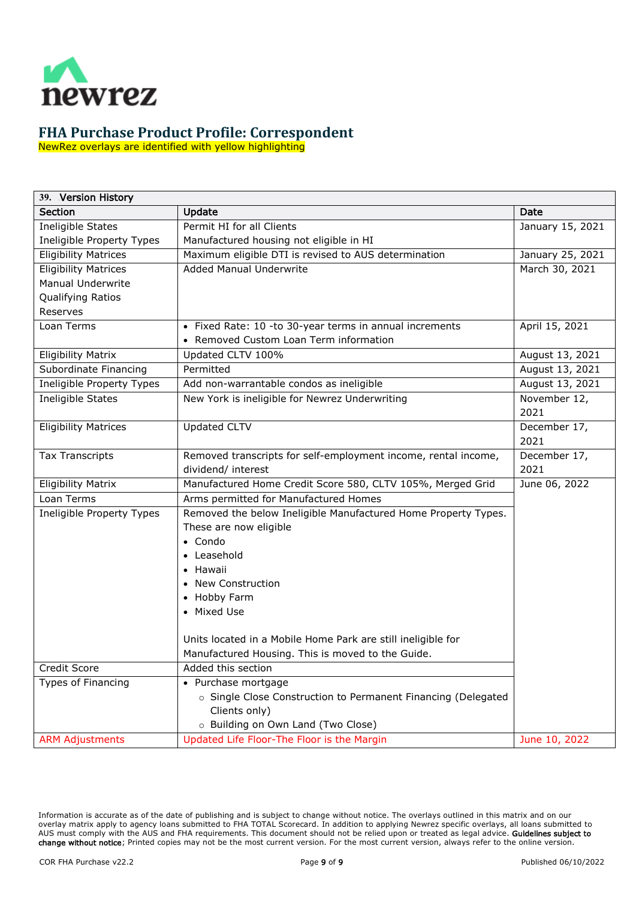# FHA Purchase Product Profile: Correspondent

NewRez overlays are identified with yellow highlighting

| 39. Version History | | |
|---|---|---|
| **Section** | **Update** | **Date** |
| Ineligible States<br>Ineligible Property Types | Permit HI for all Clients<br>Manufactured housing not eligible in HI | January 15, 2021 |
| Eligibility Matrices | Maximum eligible DTI is revised to AUS determination | January 25, 2021 |
| Eligibility Matrices<br>Manual Underwrite<br>Qualifying Ratios<br>Reserves | Added Manual Underwrite | March 30, 2021 |
| Loan Terms | • Fixed Rate: 10 -to 30-year terms in annual increments<br>• Removed Custom Loan Term information | April 15, 2021 |
| Eligibility Matrix | Updated CLTV 100% | August 13, 2021 |
| Subordinate Financing | Permitted | August 13, 2021 |
| Ineligible Property Types | Add non-warrantable condos as ineligible | August 13, 2021 |
| Ineligible States | New York is ineligible for Newrez Underwriting | November 12, 2021 |
| Eligibility Matrices | Updated CLTV | December 17, 2021 |
| Tax Transcripts | Removed transcripts for self-employment income, rental income, dividend/ interest | December 17, 2021 |
| Eligibility Matrix | Manufactured Home Credit Score 580, CLTV 105%, Merged Grid | June 06, 2022 |
| Loan Terms | Arms permitted for Manufactured Homes | |
| Ineligible Property Types | Removed the below Ineligible Manufactured Home Property Types. These are now eligible<br>• Condo<br>• Leasehold<br>• Hawaii<br>• New Construction<br>• Hobby Farm<br>• Mixed Use<br><br>Units located in a Mobile Home Park are still ineligible for Manufactured Housing. This is moved to the Guide. | |
| Credit Score | Added this section | |
| Types of Financing | • Purchase mortgage<br>  ○ Single Close Construction to Permanent Financing (Delegated Clients only)<br>  ○ Building on Own Land (Two Close) | |
| ARM Adjustments | Updated Life Floor-The Floor is the Margin | June 10, 2022 |

Information is accurate as of the date of publishing and is subject to change without notice. The overlays outlined in this matrix and on our overlay matrix apply to agency loans submitted to FHA TOTAL Scorecard. In addition to applying Newrez specific overlays, all loans submitted to AUS must comply with the AUS and FHA requirements. This document should not be relied upon or treated as legal advice. **Guidelines subject to change without notice**; Printed copies may not be the most current version. For the most current version, always refer to the online version.

COR FHA Purchase v22.2 Published 06/10/2022